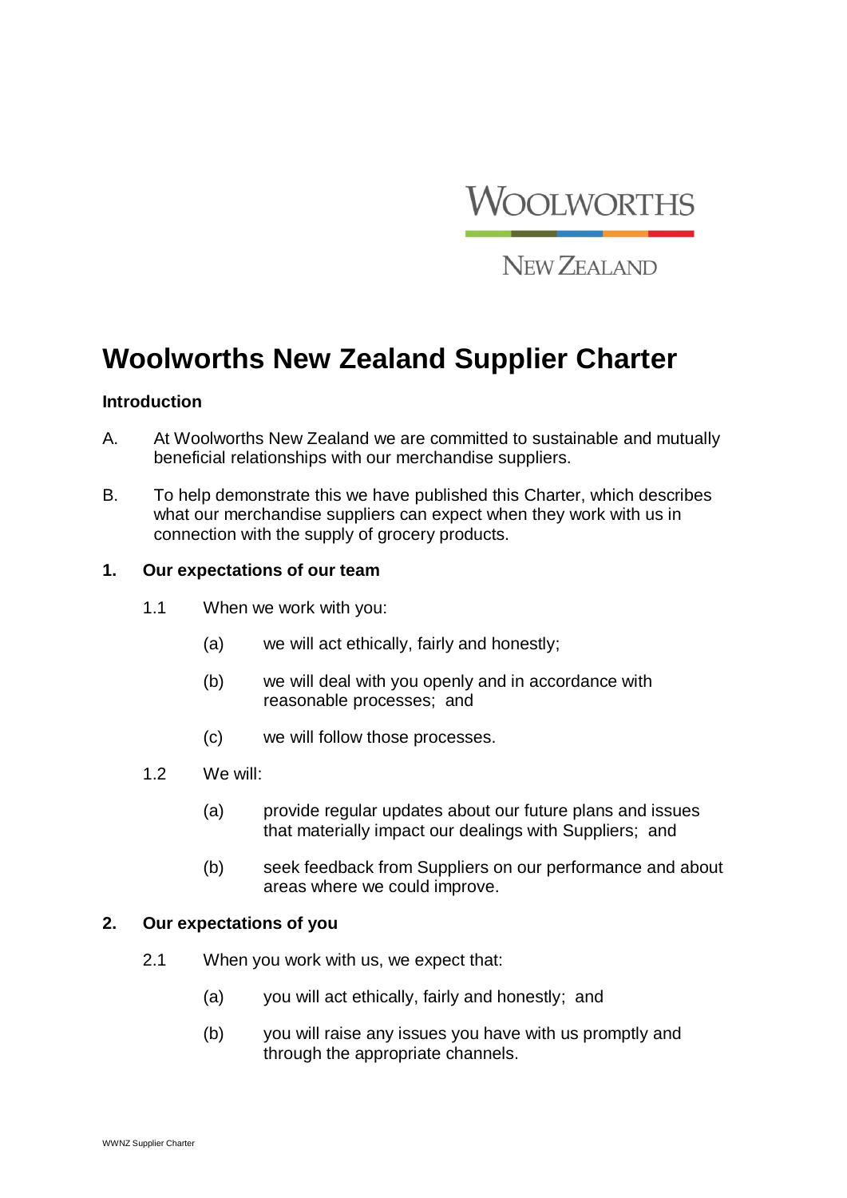# Woolworths New Zealand Supplier Charter

**Introduction**

A. At Woolworths New Zealand we are committed to sustainable and mutually beneficial relationships with our merchandise suppliers.

B. To help demonstrate this we have published this Charter, which describes what our merchandise suppliers can expect when they work with us in connection with the supply of grocery products.

## 1. Our expectations of our team

1.1 When we work with you:

(a) we will act ethically, fairly and honestly;

(b) we will deal with you openly and in accordance with reasonable processes; and

(c) we will follow those processes.

1.2 We will:

(a) provide regular updates about our future plans and issues that materially impact our dealings with Suppliers; and

(b) seek feedback from Suppliers on our performance and about areas where we could improve.

## 2. Our expectations of you

2.1 When you work with us, we expect that:

(a) you will act ethically, fairly and honestly; and

(b) you will raise any issues you have with us promptly and through the appropriate channels.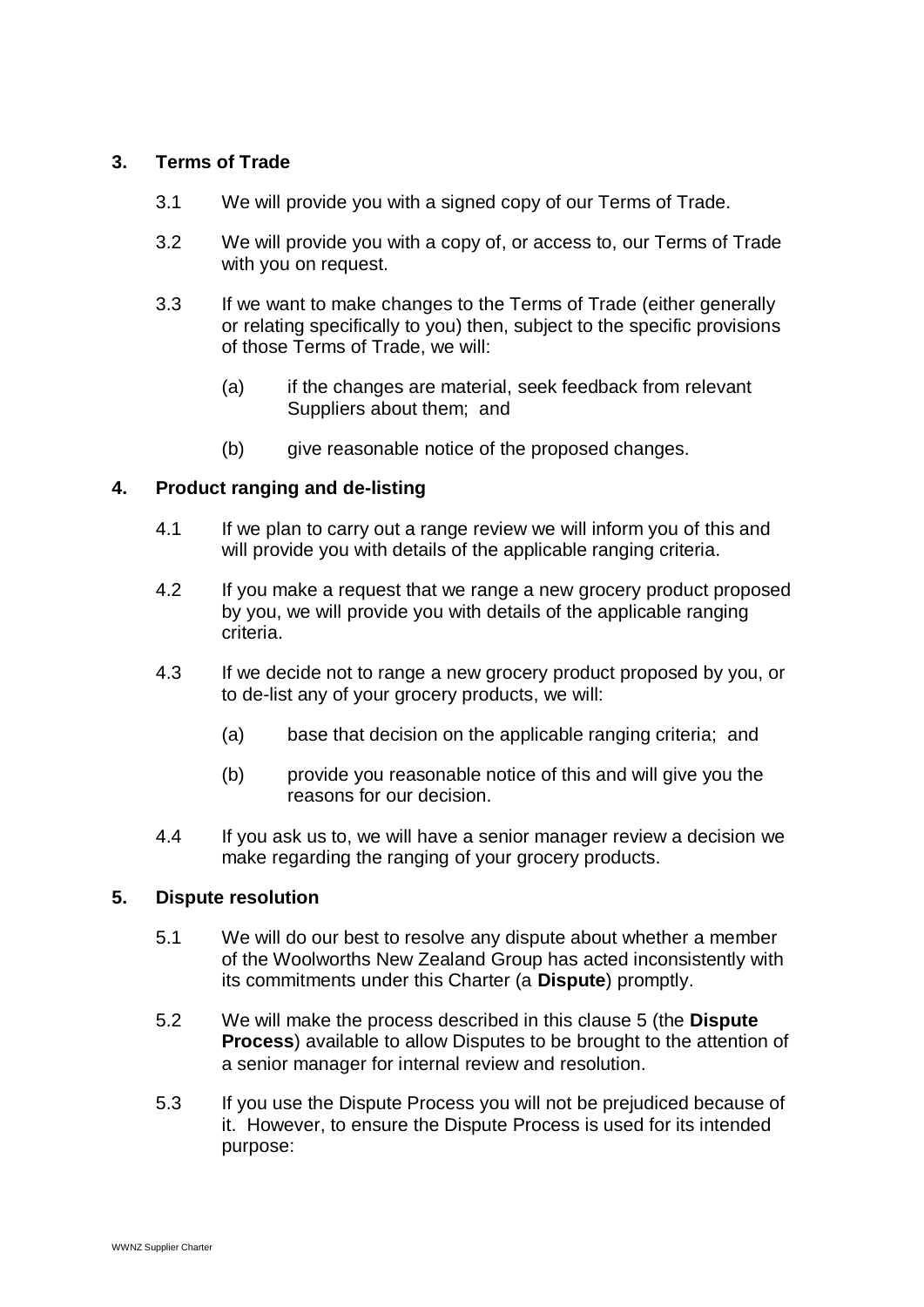## 3. Terms of Trade

3.1 We will provide you with a signed copy of our Terms of Trade.

3.2 We will provide you with a copy of, or access to, our Terms of Trade with you on request.

3.3 If we want to make changes to the Terms of Trade (either generally or relating specifically to you) then, subject to the specific provisions of those Terms of Trade, we will:

(a) if the changes are material, seek feedback from relevant Suppliers about them; and

(b) give reasonable notice of the proposed changes.

## 4. Product ranging and de-listing

4.1 If we plan to carry out a range review we will inform you of this and will provide you with details of the applicable ranging criteria.

4.2 If you make a request that we range a new grocery product proposed by you, we will provide you with details of the applicable ranging criteria.

4.3 If we decide not to range a new grocery product proposed by you, or to de-list any of your grocery products, we will:

(a) base that decision on the applicable ranging criteria; and

(b) provide you reasonable notice of this and will give you the reasons for our decision.

4.4 If you ask us to, we will have a senior manager review a decision we make regarding the ranging of your grocery products.

## 5. Dispute resolution

5.1 We will do our best to resolve any dispute about whether a member of the Woolworths New Zealand Group has acted inconsistently with its commitments under this Charter (a **Dispute**) promptly.

5.2 We will make the process described in this clause 5 (the **Dispute Process**) available to allow Disputes to be brought to the attention of a senior manager for internal review and resolution.

5.3 If you use the Dispute Process you will not be prejudiced because of it. However, to ensure the Dispute Process is used for its intended purpose: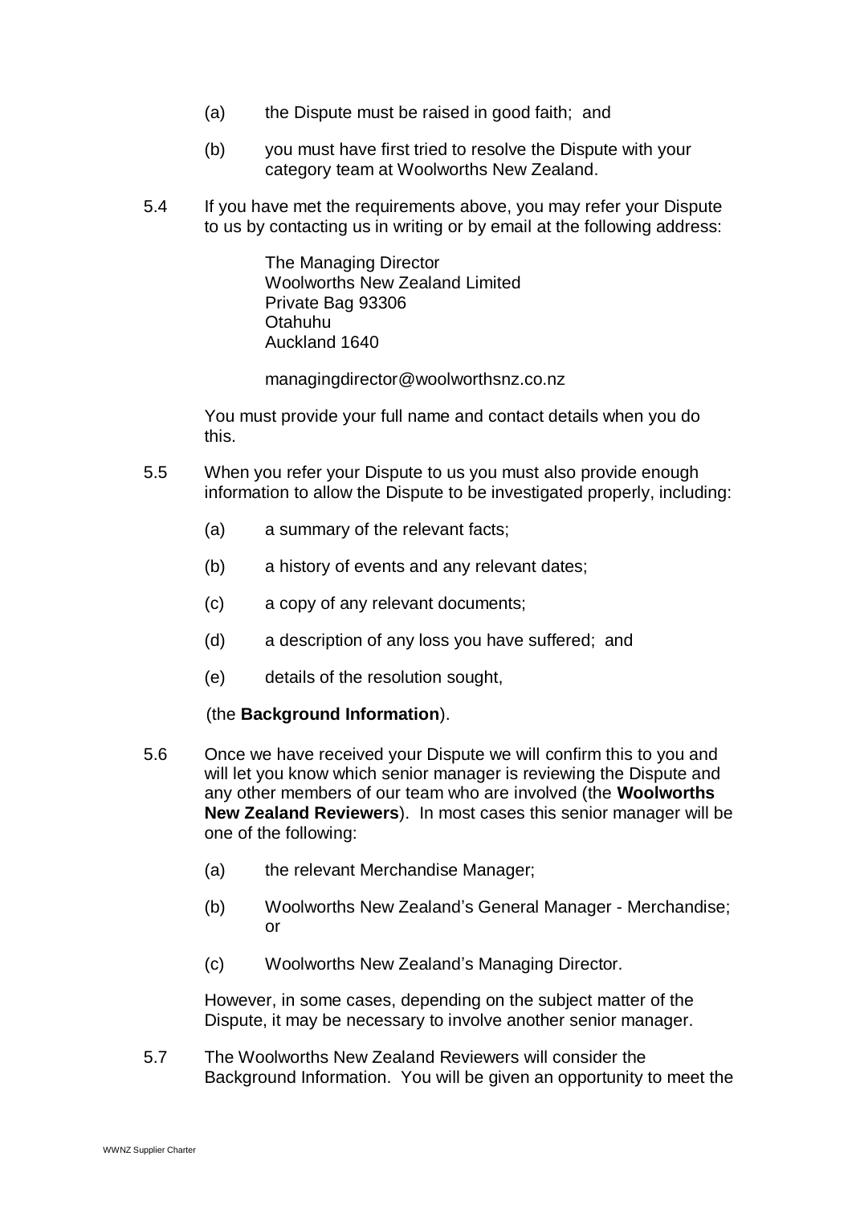(a) the Dispute must be raised in good faith; and

(b) you must have first tried to resolve the Dispute with your category team at Woolworths New Zealand.

5.4 If you have met the requirements above, you may refer your Dispute to us by contacting us in writing or by email at the following address:

The Managing Director
Woolworths New Zealand Limited
Private Bag 93306
Otahuhu
Auckland 1640

managingdirector@woolworthsnz.co.nz

You must provide your full name and contact details when you do this.

5.5 When you refer your Dispute to us you must also provide enough information to allow the Dispute to be investigated properly, including:

(a) a summary of the relevant facts;

(b) a history of events and any relevant dates;

(c) a copy of any relevant documents;

(d) a description of any loss you have suffered; and

(e) details of the resolution sought,

(the **Background Information**).

5.6 Once we have received your Dispute we will confirm this to you and will let you know which senior manager is reviewing the Dispute and any other members of our team who are involved (the **Woolworths New Zealand Reviewers**). In most cases this senior manager will be one of the following:

(a) the relevant Merchandise Manager;

(b) Woolworths New Zealand's General Manager - Merchandise; or

(c) Woolworths New Zealand's Managing Director.

However, in some cases, depending on the subject matter of the Dispute, it may be necessary to involve another senior manager.

5.7 The Woolworths New Zealand Reviewers will consider the Background Information. You will be given an opportunity to meet the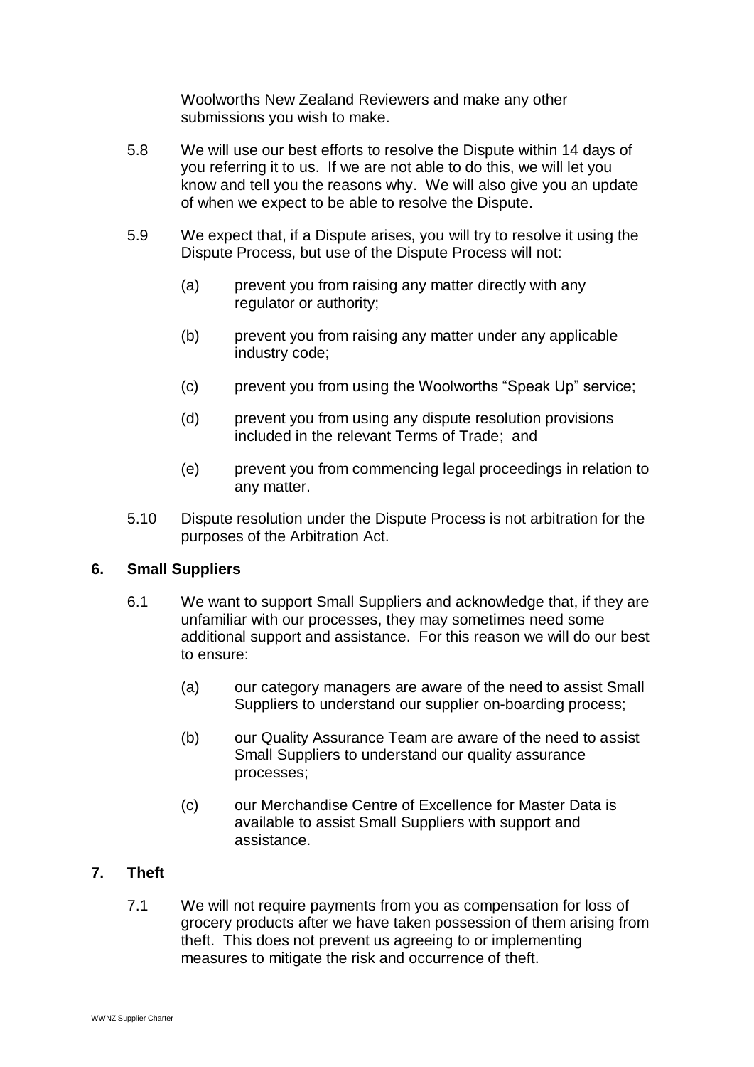Woolworths New Zealand Reviewers and make any other submissions you wish to make.

5.8 We will use our best efforts to resolve the Dispute within 14 days of you referring it to us. If we are not able to do this, we will let you know and tell you the reasons why. We will also give you an update of when we expect to be able to resolve the Dispute.

5.9 We expect that, if a Dispute arises, you will try to resolve it using the Dispute Process, but use of the Dispute Process will not:

(a) prevent you from raising any matter directly with any regulator or authority;

(b) prevent you from raising any matter under any applicable industry code;

(c) prevent you from using the Woolworths "Speak Up" service;

(d) prevent you from using any dispute resolution provisions included in the relevant Terms of Trade; and

(e) prevent you from commencing legal proceedings in relation to any matter.

5.10 Dispute resolution under the Dispute Process is not arbitration for the purposes of the Arbitration Act.

## 6. Small Suppliers

6.1 We want to support Small Suppliers and acknowledge that, if they are unfamiliar with our processes, they may sometimes need some additional support and assistance. For this reason we will do our best to ensure:

(a) our category managers are aware of the need to assist Small Suppliers to understand our supplier on-boarding process;

(b) our Quality Assurance Team are aware of the need to assist Small Suppliers to understand our quality assurance processes;

(c) our Merchandise Centre of Excellence for Master Data is available to assist Small Suppliers with support and assistance.

## 7. Theft

7.1 We will not require payments from you as compensation for loss of grocery products after we have taken possession of them arising from theft. This does not prevent us agreeing to or implementing measures to mitigate the risk and occurrence of theft.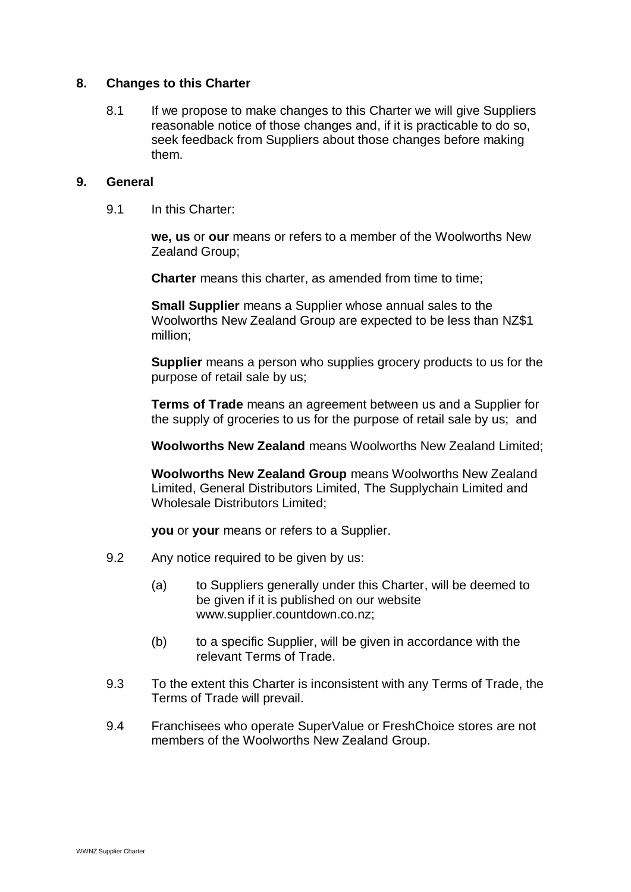## 8. Changes to this Charter

8.1 If we propose to make changes to this Charter we will give Suppliers reasonable notice of those changes and, if it is practicable to do so, seek feedback from Suppliers about those changes before making them.

## 9. General

9.1 In this Charter:

**we, us** or **our** means or refers to a member of the Woolworths New Zealand Group;

**Charter** means this charter, as amended from time to time;

**Small Supplier** means a Supplier whose annual sales to the Woolworths New Zealand Group are expected to be less than NZ$1 million;

**Supplier** means a person who supplies grocery products to us for the purpose of retail sale by us;

**Terms of Trade** means an agreement between us and a Supplier for the supply of groceries to us for the purpose of retail sale by us; and

**Woolworths New Zealand** means Woolworths New Zealand Limited;

**Woolworths New Zealand Group** means Woolworths New Zealand Limited, General Distributors Limited, The Supplychain Limited and Wholesale Distributors Limited;

**you** or **your** means or refers to a Supplier.

9.2 Any notice required to be given by us:

(a) to Suppliers generally under this Charter, will be deemed to be given if it is published on our website www.supplier.countdown.co.nz;

(b) to a specific Supplier, will be given in accordance with the relevant Terms of Trade.

9.3 To the extent this Charter is inconsistent with any Terms of Trade, the Terms of Trade will prevail.

9.4 Franchisees who operate SuperValue or FreshChoice stores are not members of the Woolworths New Zealand Group.